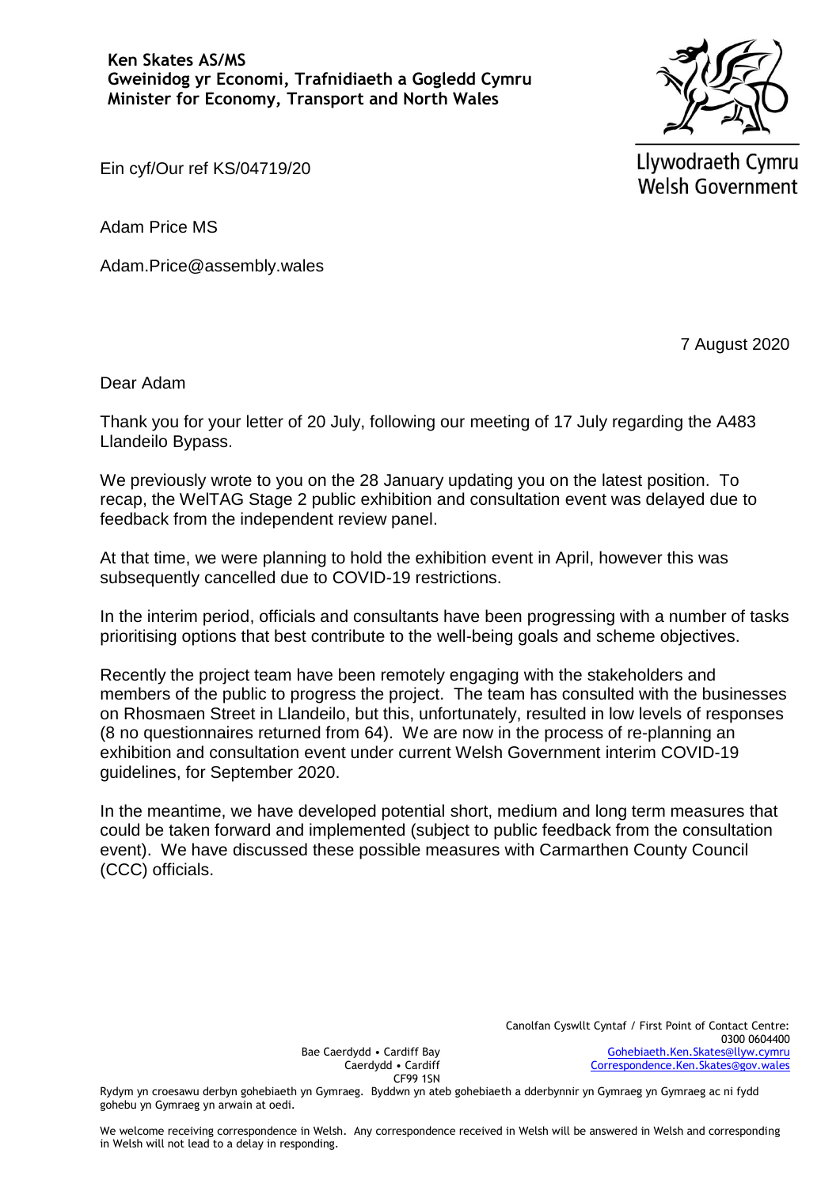**Ken Skates AS/MS**
**Gweinidog yr Economi, Trafnidiaeth a Gogledd Cymru**
**Minister for Economy, Transport and North Wales**

Llywodraeth Cymru
Welsh Government

Ein cyf/Our ref KS/04719/20

Adam Price MS

Adam.Price@assembly.wales

7 August 2020

Dear Adam

Thank you for your letter of 20 July, following our meeting of 17 July regarding the A483 Llandeilo Bypass.

We previously wrote to you on the 28 January updating you on the latest position. To recap, the WelTAG Stage 2 public exhibition and consultation event was delayed due to feedback from the independent review panel.

At that time, we were planning to hold the exhibition event in April, however this was subsequently cancelled due to COVID-19 restrictions.

In the interim period, officials and consultants have been progressing with a number of tasks prioritising options that best contribute to the well-being goals and scheme objectives.

Recently the project team have been remotely engaging with the stakeholders and members of the public to progress the project. The team has consulted with the businesses on Rhosmaen Street in Llandeilo, but this, unfortunately, resulted in low levels of responses (8 no questionnaires returned from 64). We are now in the process of re-planning an exhibition and consultation event under current Welsh Government interim COVID-19 guidelines, for September 2020.

In the meantime, we have developed potential short, medium and long term measures that could be taken forward and implemented (subject to public feedback from the consultation event). We have discussed these possible measures with Carmarthen County Council (CCC) officials.

Bae Caerdydd • Cardiff Bay
Caerdydd • Cardiff
CF99 1SN

Canolfan Cyswllt Cyntaf / First Point of Contact Centre:
0300 0604400
Gohebiaeth.Ken.Skates@llyw.cymru
Correspondence.Ken.Skates@gov.wales

Rydym yn croesawu derbyn gohebiaeth yn Gymraeg. Byddwn yn ateb gohebiaeth a dderbynnir yn Gymraeg yn Gymraeg ac ni fydd gohebu yn Gymraeg yn arwain at oedi.

We welcome receiving correspondence in Welsh. Any correspondence received in Welsh will be answered in Welsh and corresponding in Welsh will not lead to a delay in responding.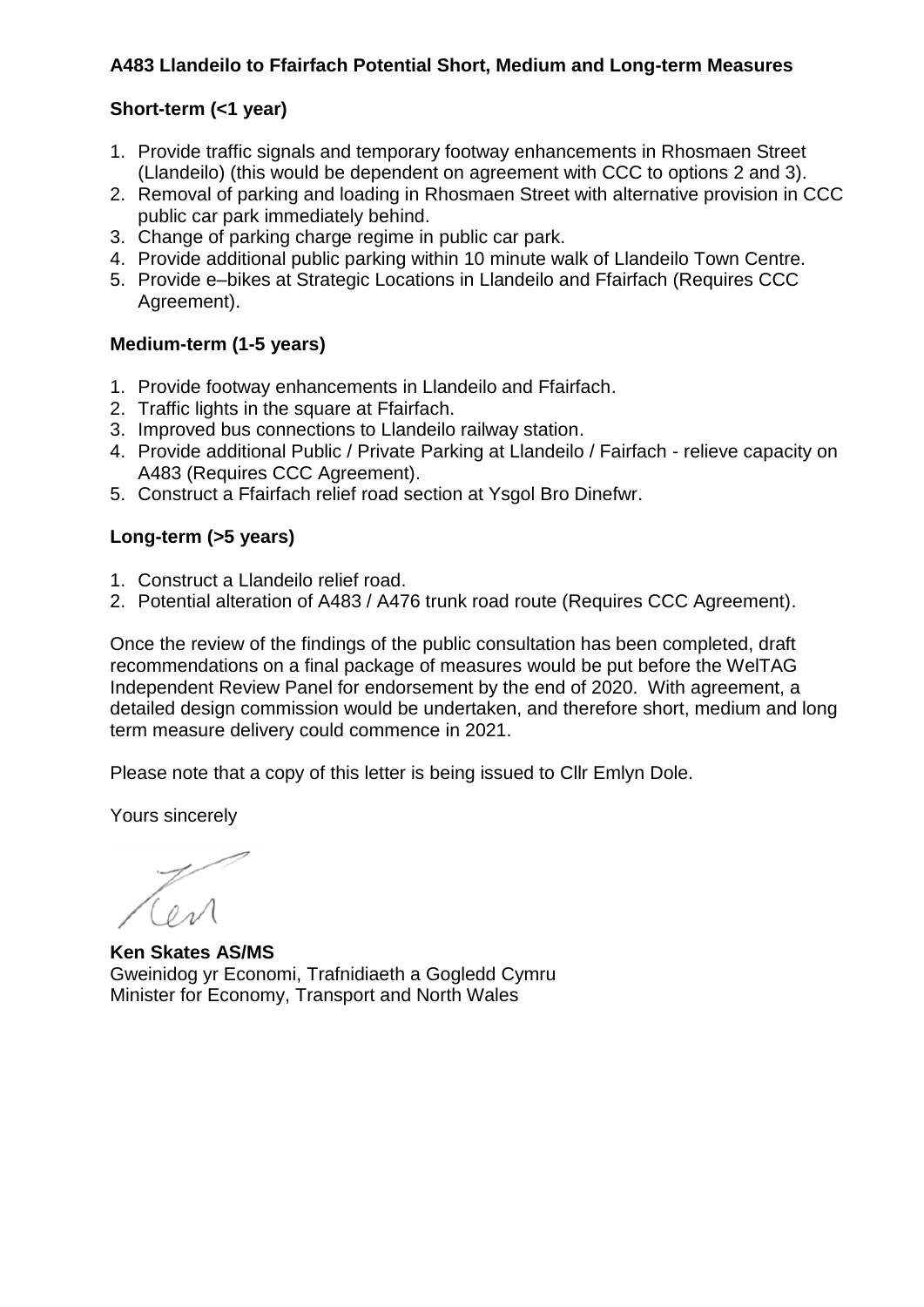**A483 Llandeilo to Ffairfach Potential Short, Medium and Long-term Measures**

**Short-term (<1 year)**

1. Provide traffic signals and temporary footway enhancements in Rhosmaen Street (Llandeilo) (this would be dependent on agreement with CCC to options 2 and 3).
2. Removal of parking and loading in Rhosmaen Street with alternative provision in CCC public car park immediately behind.
3. Change of parking charge regime in public car park.
4. Provide additional public parking within 10 minute walk of Llandeilo Town Centre.
5. Provide e–bikes at Strategic Locations in Llandeilo and Ffairfach (Requires CCC Agreement).

**Medium-term (1-5 years)**

1. Provide footway enhancements in Llandeilo and Ffairfach.
2. Traffic lights in the square at Ffairfach.
3. Improved bus connections to Llandeilo railway station.
4. Provide additional Public / Private Parking at Llandeilo / Fairfach - relieve capacity on A483 (Requires CCC Agreement).
5. Construct a Ffairfach relief road section at Ysgol Bro Dinefwr.

**Long-term (>5 years)**

1. Construct a Llandeilo relief road.
2. Potential alteration of A483 / A476 trunk road route (Requires CCC Agreement).

Once the review of the findings of the public consultation has been completed, draft recommendations on a final package of measures would be put before the WelTAG Independent Review Panel for endorsement by the end of 2020. With agreement, a detailed design commission would be undertaken, and therefore short, medium and long term measure delivery could commence in 2021.

Please note that a copy of this letter is being issued to Cllr Emlyn Dole.

Yours sincerely

**Ken Skates AS/MS**
Gweinidog yr Economi, Trafnidiaeth a Gogledd Cymru
Minister for Economy, Transport and North Wales